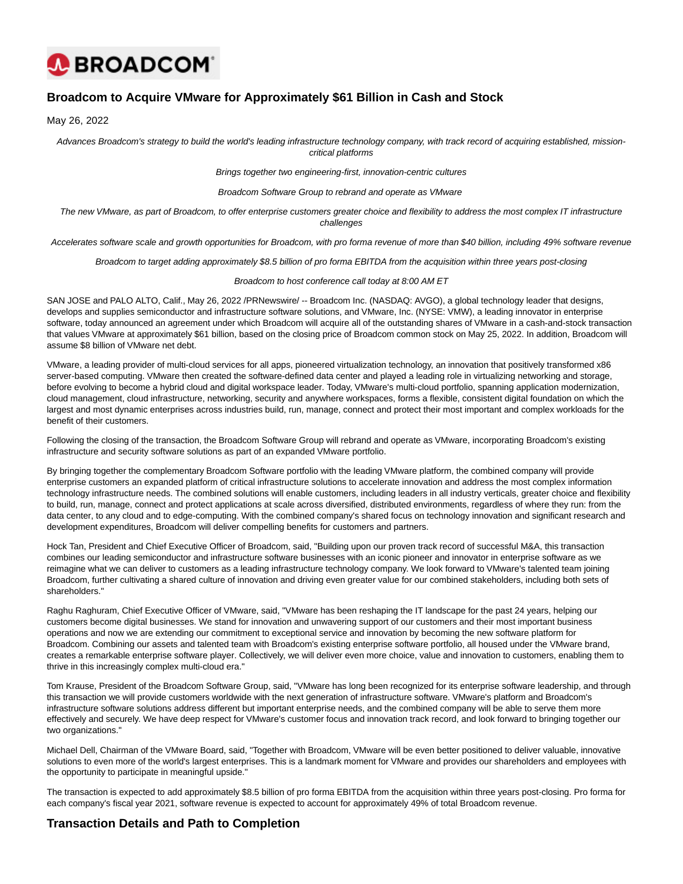# Broadcom to Acquire VMware for Approximately $61 Billion in Cash and Stock

May 26, 2022

*Advances Broadcom's strategy to build the world's leading infrastructure technology company, with track record of acquiring established, mission-critical platforms*

*Brings together two engineering-first, innovation-centric cultures*

*Broadcom Software Group to rebrand and operate as VMware*

*The new VMware, as part of Broadcom, to offer enterprise customers greater choice and flexibility to address the most complex IT infrastructure challenges*

*Accelerates software scale and growth opportunities for Broadcom, with pro forma revenue of more than $40 billion, including 49% software revenue*

*Broadcom to target adding approximately $8.5 billion of pro forma EBITDA from the acquisition within three years post-closing*

*Broadcom to host conference call today at 8:00 AM ET*

SAN JOSE and PALO ALTO, Calif., May 26, 2022 /PRNewswire/ -- Broadcom Inc. (NASDAQ: AVGO), a global technology leader that designs, develops and supplies semiconductor and infrastructure software solutions, and VMware, Inc. (NYSE: VMW), a leading innovator in enterprise software, today announced an agreement under which Broadcom will acquire all of the outstanding shares of VMware in a cash-and-stock transaction that values VMware at approximately $61 billion, based on the closing price of Broadcom common stock on May 25, 2022. In addition, Broadcom will assume $8 billion of VMware net debt.

VMware, a leading provider of multi-cloud services for all apps, pioneered virtualization technology, an innovation that positively transformed x86 server-based computing. VMware then created the software-defined data center and played a leading role in virtualizing networking and storage, before evolving to become a hybrid cloud and digital workspace leader. Today, VMware's multi-cloud portfolio, spanning application modernization, cloud management, cloud infrastructure, networking, security and anywhere workspaces, forms a flexible, consistent digital foundation on which the largest and most dynamic enterprises across industries build, run, manage, connect and protect their most important and complex workloads for the benefit of their customers.

Following the closing of the transaction, the Broadcom Software Group will rebrand and operate as VMware, incorporating Broadcom's existing infrastructure and security software solutions as part of an expanded VMware portfolio.

By bringing together the complementary Broadcom Software portfolio with the leading VMware platform, the combined company will provide enterprise customers an expanded platform of critical infrastructure solutions to accelerate innovation and address the most complex information technology infrastructure needs. The combined solutions will enable customers, including leaders in all industry verticals, greater choice and flexibility to build, run, manage, connect and protect applications at scale across diversified, distributed environments, regardless of where they run: from the data center, to any cloud and to edge-computing. With the combined company's shared focus on technology innovation and significant research and development expenditures, Broadcom will deliver compelling benefits for customers and partners.

Hock Tan, President and Chief Executive Officer of Broadcom, said, "Building upon our proven track record of successful M&A, this transaction combines our leading semiconductor and infrastructure software businesses with an iconic pioneer and innovator in enterprise software as we reimagine what we can deliver to customers as a leading infrastructure technology company. We look forward to VMware's talented team joining Broadcom, further cultivating a shared culture of innovation and driving even greater value for our combined stakeholders, including both sets of shareholders."

Raghu Raghuram, Chief Executive Officer of VMware, said, "VMware has been reshaping the IT landscape for the past 24 years, helping our customers become digital businesses. We stand for innovation and unwavering support of our customers and their most important business operations and now we are extending our commitment to exceptional service and innovation by becoming the new software platform for Broadcom. Combining our assets and talented team with Broadcom's existing enterprise software portfolio, all housed under the VMware brand, creates a remarkable enterprise software player. Collectively, we will deliver even more choice, value and innovation to customers, enabling them to thrive in this increasingly complex multi-cloud era."

Tom Krause, President of the Broadcom Software Group, said, "VMware has long been recognized for its enterprise software leadership, and through this transaction we will provide customers worldwide with the next generation of infrastructure software. VMware's platform and Broadcom's infrastructure software solutions address different but important enterprise needs, and the combined company will be able to serve them more effectively and securely. We have deep respect for VMware's customer focus and innovation track record, and look forward to bringing together our two organizations."

Michael Dell, Chairman of the VMware Board, said, "Together with Broadcom, VMware will be even better positioned to deliver valuable, innovative solutions to even more of the world's largest enterprises. This is a landmark moment for VMware and provides our shareholders and employees with the opportunity to participate in meaningful upside."

The transaction is expected to add approximately $8.5 billion of pro forma EBITDA from the acquisition within three years post-closing. Pro forma for each company's fiscal year 2021, software revenue is expected to account for approximately 49% of total Broadcom revenue.

## Transaction Details and Path to Completion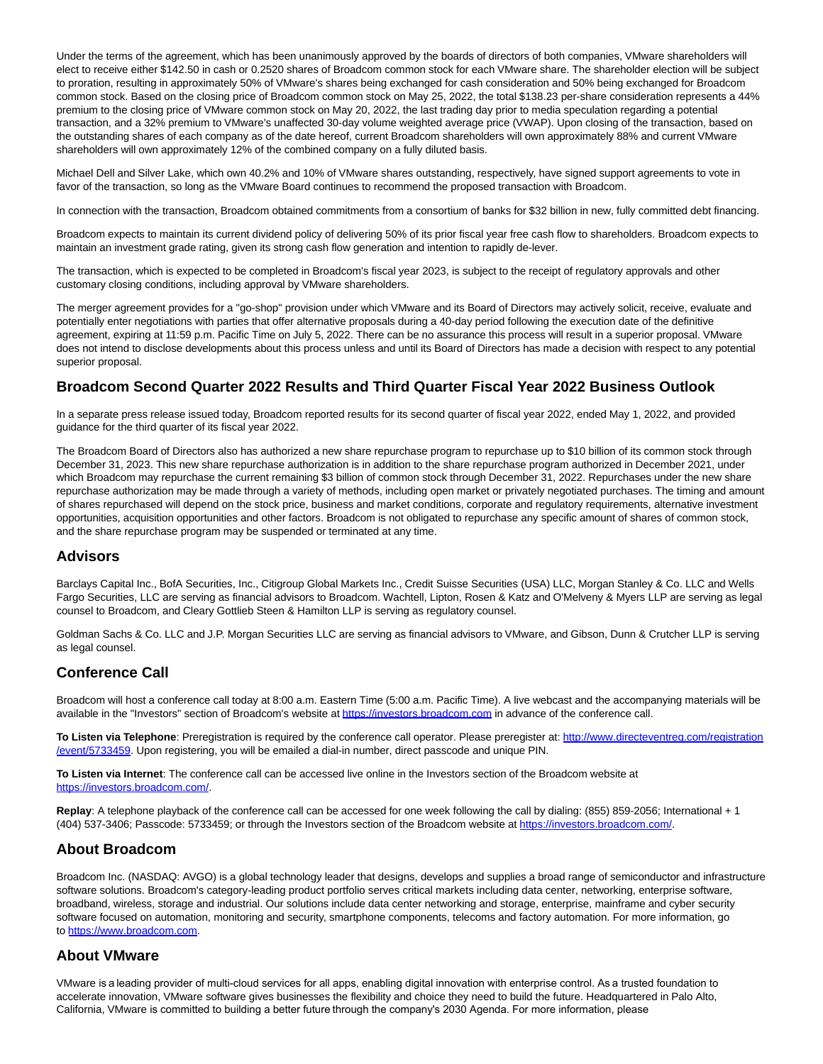Under the terms of the agreement, which has been unanimously approved by the boards of directors of both companies, VMware shareholders will elect to receive either $142.50 in cash or 0.2520 shares of Broadcom common stock for each VMware share. The shareholder election will be subject to proration, resulting in approximately 50% of VMware's shares being exchanged for cash consideration and 50% being exchanged for Broadcom common stock. Based on the closing price of Broadcom common stock on May 25, 2022, the total $138.23 per-share consideration represents a 44% premium to the closing price of VMware common stock on May 20, 2022, the last trading day prior to media speculation regarding a potential transaction, and a 32% premium to VMware's unaffected 30-day volume weighted average price (VWAP). Upon closing of the transaction, based on the outstanding shares of each company as of the date hereof, current Broadcom shareholders will own approximately 88% and current VMware shareholders will own approximately 12% of the combined company on a fully diluted basis.

Michael Dell and Silver Lake, which own 40.2% and 10% of VMware shares outstanding, respectively, have signed support agreements to vote in favor of the transaction, so long as the VMware Board continues to recommend the proposed transaction with Broadcom.

In connection with the transaction, Broadcom obtained commitments from a consortium of banks for $32 billion in new, fully committed debt financing.

Broadcom expects to maintain its current dividend policy of delivering 50% of its prior fiscal year free cash flow to shareholders. Broadcom expects to maintain an investment grade rating, given its strong cash flow generation and intention to rapidly de-lever.

The transaction, which is expected to be completed in Broadcom's fiscal year 2023, is subject to the receipt of regulatory approvals and other customary closing conditions, including approval by VMware shareholders.

The merger agreement provides for a "go-shop" provision under which VMware and its Board of Directors may actively solicit, receive, evaluate and potentially enter negotiations with parties that offer alternative proposals during a 40-day period following the execution date of the definitive agreement, expiring at 11:59 p.m. Pacific Time on July 5, 2022. There can be no assurance this process will result in a superior proposal. VMware does not intend to disclose developments about this process unless and until its Board of Directors has made a decision with respect to any potential superior proposal.

## Broadcom Second Quarter 2022 Results and Third Quarter Fiscal Year 2022 Business Outlook

In a separate press release issued today, Broadcom reported results for its second quarter of fiscal year 2022, ended May 1, 2022, and provided guidance for the third quarter of its fiscal year 2022.

The Broadcom Board of Directors also has authorized a new share repurchase program to repurchase up to $10 billion of its common stock through December 31, 2023. This new share repurchase authorization is in addition to the share repurchase program authorized in December 2021, under which Broadcom may repurchase the current remaining $3 billion of common stock through December 31, 2022. Repurchases under the new share repurchase authorization may be made through a variety of methods, including open market or privately negotiated purchases. The timing and amount of shares repurchased will depend on the stock price, business and market conditions, corporate and regulatory requirements, alternative investment opportunities, acquisition opportunities and other factors. Broadcom is not obligated to repurchase any specific amount of shares of common stock, and the share repurchase program may be suspended or terminated at any time.

## Advisors

Barclays Capital Inc., BofA Securities, Inc., Citigroup Global Markets Inc., Credit Suisse Securities (USA) LLC, Morgan Stanley & Co. LLC and Wells Fargo Securities, LLC are serving as financial advisors to Broadcom. Wachtell, Lipton, Rosen & Katz and O'Melveny & Myers LLP are serving as legal counsel to Broadcom, and Cleary Gottlieb Steen & Hamilton LLP is serving as regulatory counsel.

Goldman Sachs & Co. LLC and J.P. Morgan Securities LLC are serving as financial advisors to VMware, and Gibson, Dunn & Crutcher LLP is serving as legal counsel.

## Conference Call

Broadcom will host a conference call today at 8:00 a.m. Eastern Time (5:00 a.m. Pacific Time). A live webcast and the accompanying materials will be available in the "Investors" section of Broadcom's website at https://investors.broadcom.com in advance of the conference call.

**To Listen via Telephone**: Preregistration is required by the conference call operator. Please preregister at: http://www.directeventreg.com/registration/event/5733459. Upon registering, you will be emailed a dial-in number, direct passcode and unique PIN.

**To Listen via Internet**: The conference call can be accessed live online in the Investors section of the Broadcom website at https://investors.broadcom.com/.

**Replay**: A telephone playback of the conference call can be accessed for one week following the call by dialing: (855) 859-2056; International + 1 (404) 537-3406; Passcode: 5733459; or through the Investors section of the Broadcom website at https://investors.broadcom.com/.

## About Broadcom

Broadcom Inc. (NASDAQ: AVGO) is a global technology leader that designs, develops and supplies a broad range of semiconductor and infrastructure software solutions. Broadcom's category-leading product portfolio serves critical markets including data center, networking, enterprise software, broadband, wireless, storage and industrial. Our solutions include data center networking and storage, enterprise, mainframe and cyber security software focused on automation, monitoring and security, smartphone components, telecoms and factory automation. For more information, go to https://www.broadcom.com.

## About VMware

VMware is a leading provider of multi-cloud services for all apps, enabling digital innovation with enterprise control. As a trusted foundation to accelerate innovation, VMware software gives businesses the flexibility and choice they need to build the future. Headquartered in Palo Alto, California, VMware is committed to building a better future through the company's 2030 Agenda. For more information, please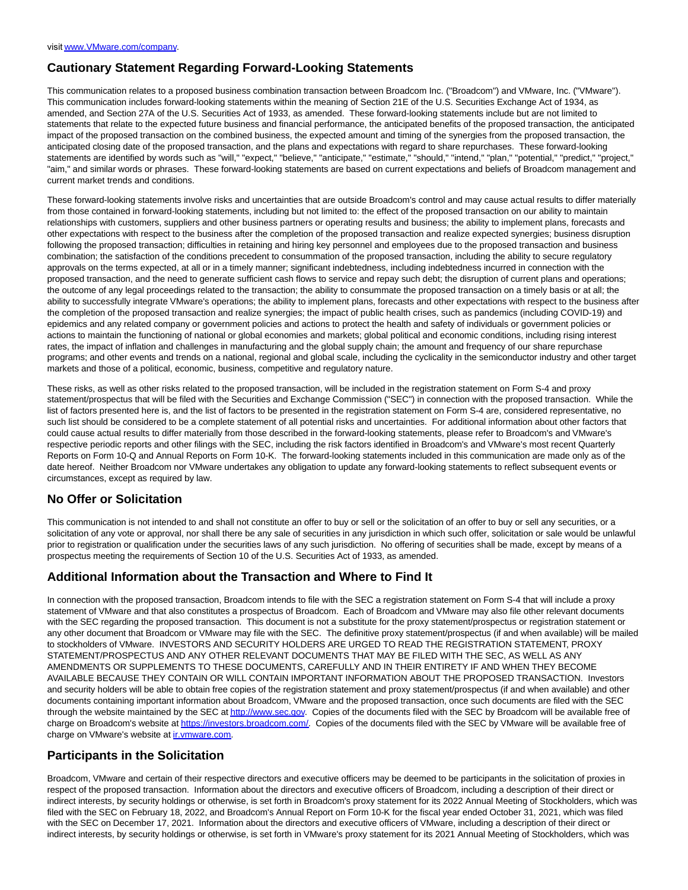visit [www.VMware.com/company](www.VMware.com/company).

## Cautionary Statement Regarding Forward-Looking Statements

This communication relates to a proposed business combination transaction between Broadcom Inc. ("Broadcom") and VMware, Inc. ("VMware"). This communication includes forward-looking statements within the meaning of Section 21E of the U.S. Securities Exchange Act of 1934, as amended, and Section 27A of the U.S. Securities Act of 1933, as amended. These forward-looking statements include but are not limited to statements that relate to the expected future business and financial performance, the anticipated benefits of the proposed transaction, the anticipated impact of the proposed transaction on the combined business, the expected amount and timing of the synergies from the proposed transaction, the anticipated closing date of the proposed transaction, and the plans and expectations with regard to share repurchases. These forward-looking statements are identified by words such as "will," "expect," "believe," "anticipate," "estimate," "should," "intend," "plan," "potential," "predict," "project," "aim," and similar words or phrases. These forward-looking statements are based on current expectations and beliefs of Broadcom management and current market trends and conditions.

These forward-looking statements involve risks and uncertainties that are outside Broadcom's control and may cause actual results to differ materially from those contained in forward-looking statements, including but not limited to: the effect of the proposed transaction on our ability to maintain relationships with customers, suppliers and other business partners or operating results and business; the ability to implement plans, forecasts and other expectations with respect to the business after the completion of the proposed transaction and realize expected synergies; business disruption following the proposed transaction; difficulties in retaining and hiring key personnel and employees due to the proposed transaction and business combination; the satisfaction of the conditions precedent to consummation of the proposed transaction, including the ability to secure regulatory approvals on the terms expected, at all or in a timely manner; significant indebtedness, including indebtedness incurred in connection with the proposed transaction, and the need to generate sufficient cash flows to service and repay such debt; the disruption of current plans and operations; the outcome of any legal proceedings related to the transaction; the ability to consummate the proposed transaction on a timely basis or at all; the ability to successfully integrate VMware's operations; the ability to implement plans, forecasts and other expectations with respect to the business after the completion of the proposed transaction and realize synergies; the impact of public health crises, such as pandemics (including COVID-19) and epidemics and any related company or government policies and actions to protect the health and safety of individuals or government policies or actions to maintain the functioning of national or global economies and markets; global political and economic conditions, including rising interest rates, the impact of inflation and challenges in manufacturing and the global supply chain; the amount and frequency of our share repurchase programs; and other events and trends on a national, regional and global scale, including the cyclicality in the semiconductor industry and other target markets and those of a political, economic, business, competitive and regulatory nature.

These risks, as well as other risks related to the proposed transaction, will be included in the registration statement on Form S-4 and proxy statement/prospectus that will be filed with the Securities and Exchange Commission ("SEC") in connection with the proposed transaction. While the list of factors presented here is, and the list of factors to be presented in the registration statement on Form S-4 are, considered representative, no such list should be considered to be a complete statement of all potential risks and uncertainties. For additional information about other factors that could cause actual results to differ materially from those described in the forward-looking statements, please refer to Broadcom's and VMware's respective periodic reports and other filings with the SEC, including the risk factors identified in Broadcom's and VMware's most recent Quarterly Reports on Form 10-Q and Annual Reports on Form 10-K. The forward-looking statements included in this communication are made only as of the date hereof. Neither Broadcom nor VMware undertakes any obligation to update any forward-looking statements to reflect subsequent events or circumstances, except as required by law.

## No Offer or Solicitation

This communication is not intended to and shall not constitute an offer to buy or sell or the solicitation of an offer to buy or sell any securities, or a solicitation of any vote or approval, nor shall there be any sale of securities in any jurisdiction in which such offer, solicitation or sale would be unlawful prior to registration or qualification under the securities laws of any such jurisdiction. No offering of securities shall be made, except by means of a prospectus meeting the requirements of Section 10 of the U.S. Securities Act of 1933, as amended.

## Additional Information about the Transaction and Where to Find It

In connection with the proposed transaction, Broadcom intends to file with the SEC a registration statement on Form S-4 that will include a proxy statement of VMware and that also constitutes a prospectus of Broadcom. Each of Broadcom and VMware may also file other relevant documents with the SEC regarding the proposed transaction. This document is not a substitute for the proxy statement/prospectus or registration statement or any other document that Broadcom or VMware may file with the SEC. The definitive proxy statement/prospectus (if and when available) will be mailed to stockholders of VMware. INVESTORS AND SECURITY HOLDERS ARE URGED TO READ THE REGISTRATION STATEMENT, PROXY STATEMENT/PROSPECTUS AND ANY OTHER RELEVANT DOCUMENTS THAT MAY BE FILED WITH THE SEC, AS WELL AS ANY AMENDMENTS OR SUPPLEMENTS TO THESE DOCUMENTS, CAREFULLY AND IN THEIR ENTIRETY IF AND WHEN THEY BECOME AVAILABLE BECAUSE THEY CONTAIN OR WILL CONTAIN IMPORTANT INFORMATION ABOUT THE PROPOSED TRANSACTION. Investors and security holders will be able to obtain free copies of the registration statement and proxy statement/prospectus (if and when available) and other documents containing important information about Broadcom, VMware and the proposed transaction, once such documents are filed with the SEC through the website maintained by the SEC at [http://www.sec.gov](http://www.sec.gov). Copies of the documents filed with the SEC by Broadcom will be available free of charge on Broadcom's website at [https://investors.broadcom.com/](https://investors.broadcom.com/). Copies of the documents filed with the SEC by VMware will be available free of charge on VMware's website at [ir.vmware.com](ir.vmware.com).

## Participants in the Solicitation

Broadcom, VMware and certain of their respective directors and executive officers may be deemed to be participants in the solicitation of proxies in respect of the proposed transaction. Information about the directors and executive officers of Broadcom, including a description of their direct or indirect interests, by security holdings or otherwise, is set forth in Broadcom's proxy statement for its 2022 Annual Meeting of Stockholders, which was filed with the SEC on February 18, 2022, and Broadcom's Annual Report on Form 10-K for the fiscal year ended October 31, 2021, which was filed with the SEC on December 17, 2021. Information about the directors and executive officers of VMware, including a description of their direct or indirect interests, by security holdings or otherwise, is set forth in VMware's proxy statement for its 2021 Annual Meeting of Stockholders, which was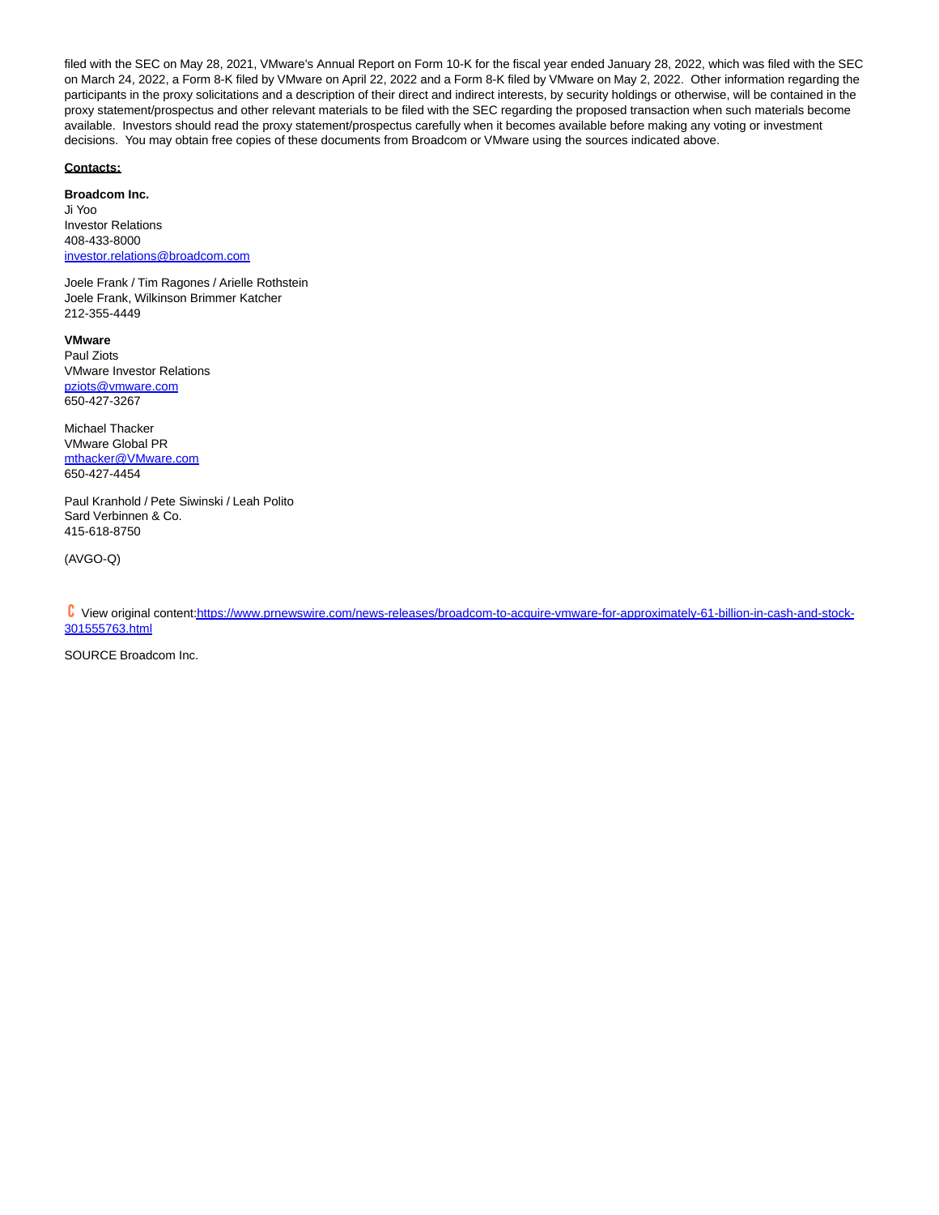filed with the SEC on May 28, 2021, VMware's Annual Report on Form 10-K for the fiscal year ended January 28, 2022, which was filed with the SEC on March 24, 2022, a Form 8-K filed by VMware on April 22, 2022 and a Form 8-K filed by VMware on May 2, 2022. Other information regarding the participants in the proxy solicitations and a description of their direct and indirect interests, by security holdings or otherwise, will be contained in the proxy statement/prospectus and other relevant materials to be filed with the SEC regarding the proposed transaction when such materials become available. Investors should read the proxy statement/prospectus carefully when it becomes available before making any voting or investment decisions. You may obtain free copies of these documents from Broadcom or VMware using the sources indicated above.

**Contacts:**

**Broadcom Inc.**
Ji Yoo
Investor Relations
408-433-8000
investor.relations@broadcom.com

Joele Frank / Tim Ragones / Arielle Rothstein
Joele Frank, Wilkinson Brimmer Katcher
212-355-4449

**VMware**
Paul Ziots
VMware Investor Relations
pziots@vmware.com
650-427-3267

Michael Thacker
VMware Global PR
mthacker@VMware.com
650-427-4454

Paul Kranhold / Pete Siwinski / Leah Polito
Sard Verbinnen & Co.
415-618-8750

(AVGO-Q)

View original content:https://www.prnewswire.com/news-releases/broadcom-to-acquire-vmware-for-approximately-61-billion-in-cash-and-stock-301555763.html

SOURCE Broadcom Inc.